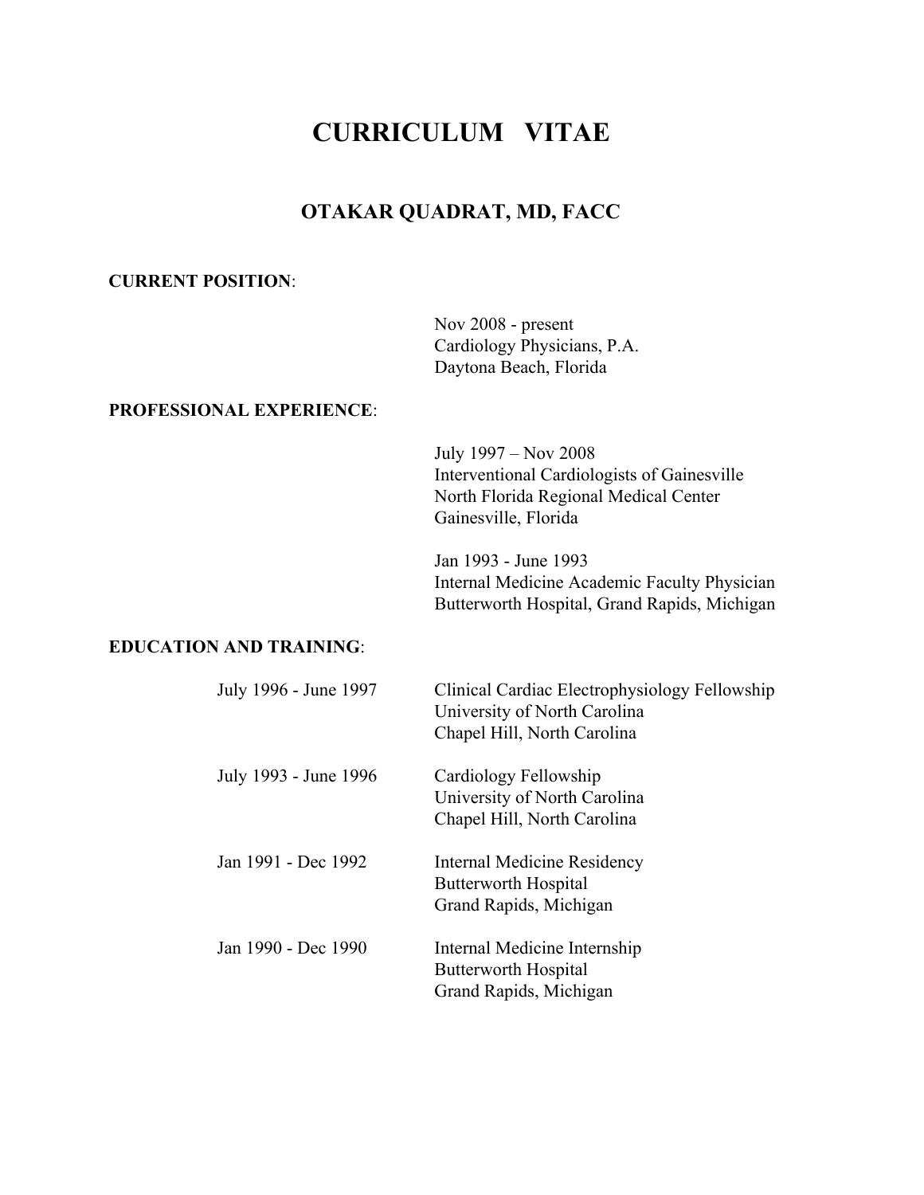# CURRICULUM VITAE

## OTAKAR QUADRAT, MD, FACC

**CURRENT POSITION**:

Nov 2008 - present
Cardiology Physicians, P.A.
Daytona Beach, Florida

**PROFESSIONAL EXPERIENCE**:

July 1997 – Nov 2008
Interventional Cardiologists of Gainesville
North Florida Regional Medical Center
Gainesville, Florida

Jan 1993 - June 1993
Internal Medicine Academic Faculty Physician
Butterworth Hospital, Grand Rapids, Michigan

**EDUCATION AND TRAINING**:

| | |
|---|---|
| July 1996 - June 1997 | Clinical Cardiac Electrophysiology Fellowship<br>University of North Carolina<br>Chapel Hill, North Carolina |
| July 1993 - June 1996 | Cardiology Fellowship<br>University of North Carolina<br>Chapel Hill, North Carolina |
| Jan 1991 - Dec 1992 | Internal Medicine Residency<br>Butterworth Hospital<br>Grand Rapids, Michigan |
| Jan 1990 - Dec 1990 | Internal Medicine Internship<br>Butterworth Hospital<br>Grand Rapids, Michigan |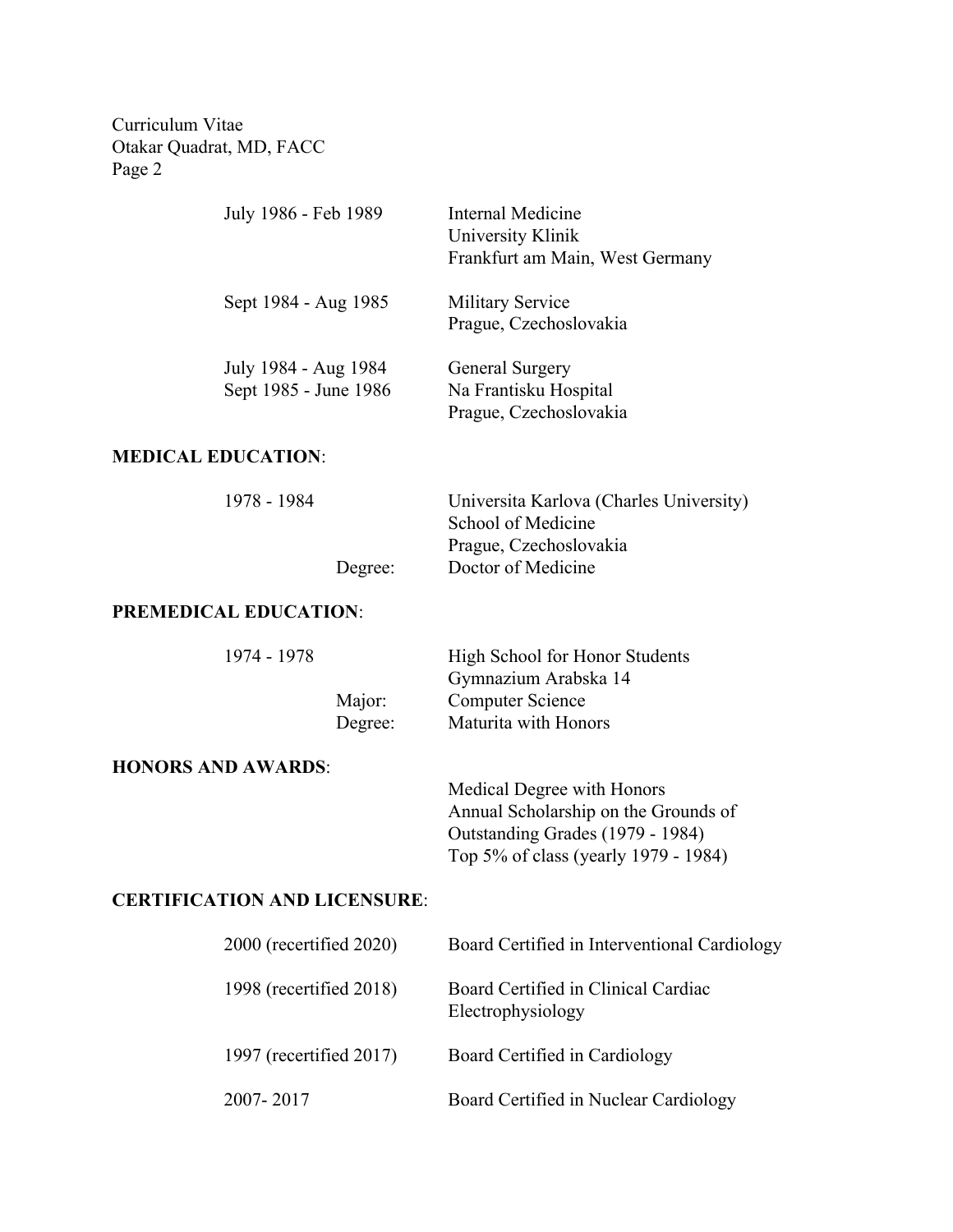| | |
|---|---|
| July 1986 - Feb 1989 | Internal Medicine<br>University Klinik<br>Frankfurt am Main, West Germany |
| Sept 1984 - Aug 1985 | Military Service<br>Prague, Czechoslovakia |
| July 1984 - Aug 1984<br>Sept 1985 - June 1986 | General Surgery<br>Na Frantisku Hospital<br>Prague, Czechoslovakia |

## MEDICAL EDUCATION:

| | |
|---|---|
| 1978 - 1984 | Universita Karlova (Charles University)<br>School of Medicine<br>Prague, Czechoslovakia |
| Degree: | Doctor of Medicine |

## PREMEDICAL EDUCATION:

| | |
|---|---|
| 1974 - 1978 | High School for Honor Students<br>Gymnazium Arabska 14 |
| Major: | Computer Science |
| Degree: | Maturita with Honors |

## HONORS AND AWARDS:

Medical Degree with Honors
Annual Scholarship on the Grounds of Outstanding Grades (1979 - 1984)
Top 5% of class (yearly 1979 - 1984)

## CERTIFICATION AND LICENSURE:

| | |
|---|---|
| 2000 (recertified 2020) | Board Certified in Interventional Cardiology |
| 1998 (recertified 2018) | Board Certified in Clinical Cardiac Electrophysiology |
| 1997 (recertified 2017) | Board Certified in Cardiology |
| 2007- 2017 | Board Certified in Nuclear Cardiology |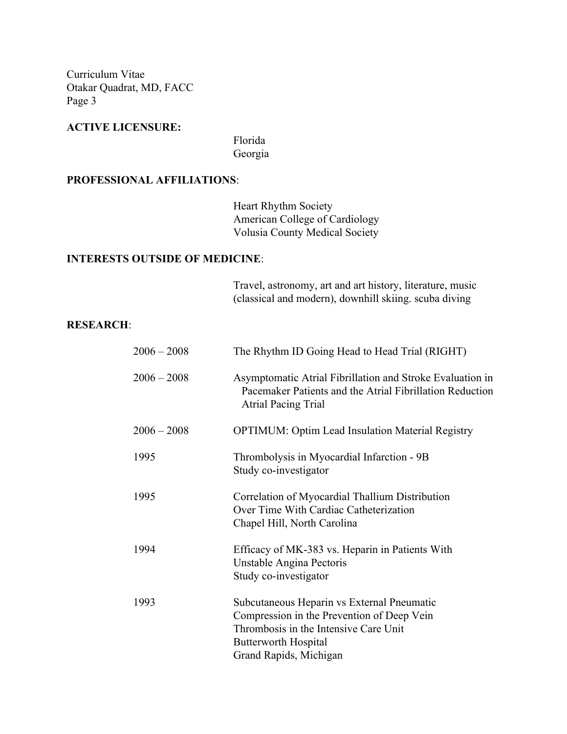**ACTIVE LICENSURE:**

Florida
Georgia

**PROFESSIONAL AFFILIATIONS**:

Heart Rhythm Society
American College of Cardiology
Volusia County Medical Society

**INTERESTS OUTSIDE OF MEDICINE**:

Travel, astronomy, art and art history, literature, music (classical and modern), downhill skiing. scuba diving

**RESEARCH**:

2006 – 2008 The Rhythm ID Going Head to Head Trial (RIGHT)

2006 – 2008 Asymptomatic Atrial Fibrillation and Stroke Evaluation in Pacemaker Patients and the Atrial Fibrillation Reduction Atrial Pacing Trial

2006 – 2008 OPTIMUM: Optim Lead Insulation Material Registry

1995 Thrombolysis in Myocardial Infarction - 9B
Study co-investigator

1995 Correlation of Myocardial Thallium Distribution Over Time With Cardiac Catheterization
Chapel Hill, North Carolina

1994 Efficacy of MK-383 vs. Heparin in Patients With Unstable Angina Pectoris
Study co-investigator

1993 Subcutaneous Heparin vs External Pneumatic Compression in the Prevention of Deep Vein Thrombosis in the Intensive Care Unit
Butterworth Hospital
Grand Rapids, Michigan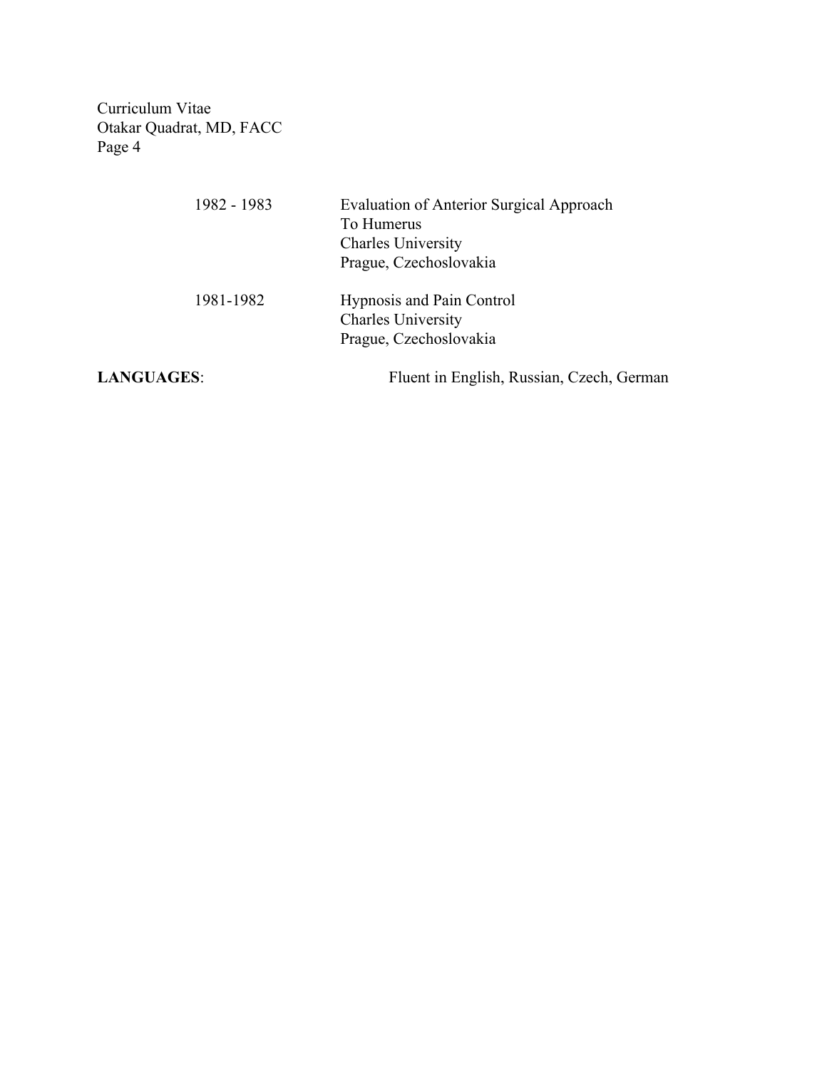| | |
|---|---|
| 1982 - 1983 | Evaluation of Anterior Surgical Approach To Humerus<br>Charles University<br>Prague, Czechoslovakia |
| 1981-1982 | Hypnosis and Pain Control<br>Charles University<br>Prague, Czechoslovakia |

**LANGUAGES**: Fluent in English, Russian, Czech, German